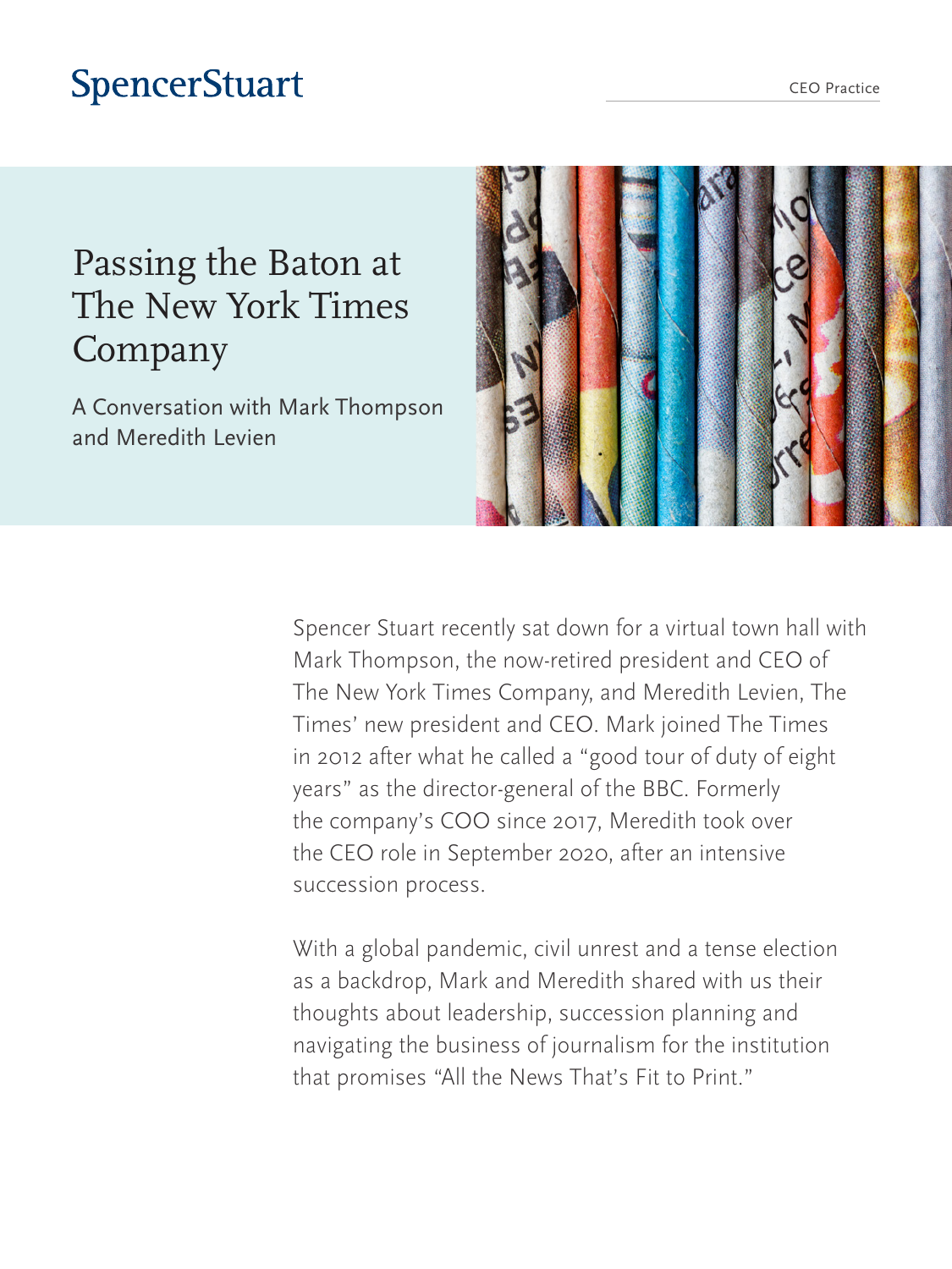SpencerStuart

CEO Practice

# Passing the Baton at The New York Times Company

## A Conversation with Mark Thompson and Meredith Levien

Spencer Stuart recently sat down for a virtual town hall with Mark Thompson, the now-retired president and CEO of The New York Times Company, and Meredith Levien, The Times' new president and CEO. Mark joined The Times in 2012 after what he called a "good tour of duty of eight years" as the director-general of the BBC. Formerly the company's COO since 2017, Meredith took over the CEO role in September 2020, after an intensive succession process.

With a global pandemic, civil unrest and a tense election as a backdrop, Mark and Meredith shared with us their thoughts about leadership, succession planning and navigating the business of journalism for the institution that promises "All the News That's Fit to Print."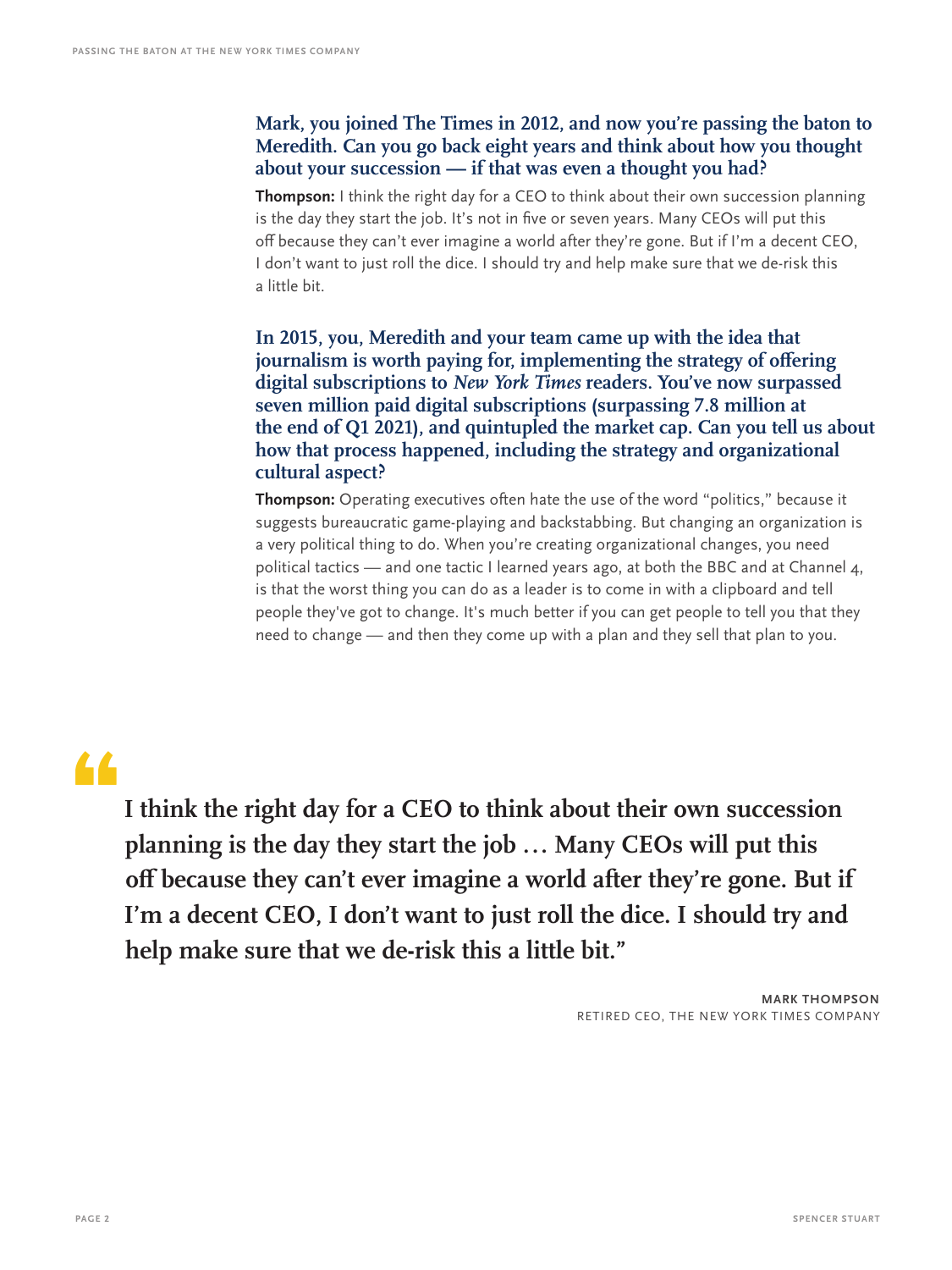**Mark, you joined The Times in 2012, and now you're passing the baton to Meredith. Can you go back eight years and think about how you thought about your succession — if that was even a thought you had?**

**Thompson:** I think the right day for a CEO to think about their own succession planning is the day they start the job. It's not in five or seven years. Many CEOs will put this off because they can't ever imagine a world after they're gone. But if I'm a decent CEO, I don't want to just roll the dice. I should try and help make sure that we de-risk this a little bit.

**In 2015, you, Meredith and your team came up with the idea that journalism is worth paying for, implementing the strategy of offering digital subscriptions to *New York Times* readers. You've now surpassed seven million paid digital subscriptions (surpassing 7.8 million at the end of Q1 2021), and quintupled the market cap. Can you tell us about how that process happened, including the strategy and organizational cultural aspect?**

**Thompson:** Operating executives often hate the use of the word "politics," because it suggests bureaucratic game-playing and backstabbing. But changing an organization is a very political thing to do. When you're creating organizational changes, you need political tactics — and one tactic I learned years ago, at both the BBC and at Channel 4, is that the worst thing you can do as a leader is to come in with a clipboard and tell people they've got to change. It's much better if you can get people to tell you that they need to change — and then they come up with a plan and they sell that plan to you.

> **"I think the right day for a CEO to think about their own succession planning is the day they start the job … Many CEOs will put this off because they can't ever imagine a world after they're gone. But if I'm a decent CEO, I don't want to just roll the dice. I should try and help make sure that we de-risk this a little bit."**
>
> **MARK THOMPSON**
> RETIRED CEO, THE NEW YORK TIMES COMPANY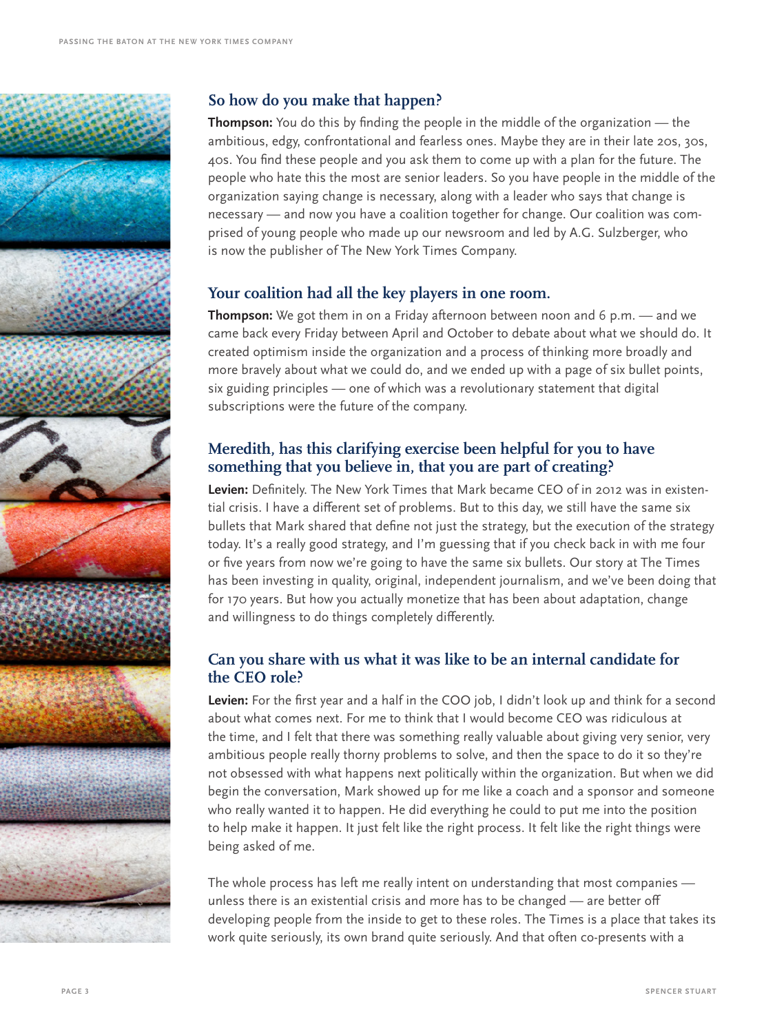## So how do you make that happen?

**Thompson:** You do this by finding the people in the middle of the organization — the ambitious, edgy, confrontational and fearless ones. Maybe they are in their late 20s, 30s, 40s. You find these people and you ask them to come up with a plan for the future. The people who hate this the most are senior leaders. So you have people in the middle of the organization saying change is necessary, along with a leader who says that change is necessary — and now you have a coalition together for change. Our coalition was comprised of young people who made up our newsroom and led by A.G. Sulzberger, who is now the publisher of The New York Times Company.

## Your coalition had all the key players in one room.

**Thompson:** We got them in on a Friday afternoon between noon and 6 p.m. — and we came back every Friday between April and October to debate about what we should do. It created optimism inside the organization and a process of thinking more broadly and more bravely about what we could do, and we ended up with a page of six bullet points, six guiding principles — one of which was a revolutionary statement that digital subscriptions were the future of the company.

## Meredith, has this clarifying exercise been helpful for you to have something that you believe in, that you are part of creating?

**Levien:** Definitely. The New York Times that Mark became CEO of in 2012 was in existential crisis. I have a different set of problems. But to this day, we still have the same six bullets that Mark shared that define not just the strategy, but the execution of the strategy today. It's a really good strategy, and I'm guessing that if you check back in with me four or five years from now we're going to have the same six bullets. Our story at The Times has been investing in quality, original, independent journalism, and we've been doing that for 170 years. But how you actually monetize that has been about adaptation, change and willingness to do things completely differently.

## Can you share with us what it was like to be an internal candidate for the CEO role?

**Levien:** For the first year and a half in the COO job, I didn't look up and think for a second about what comes next. For me to think that I would become CEO was ridiculous at the time, and I felt that there was something really valuable about giving very senior, very ambitious people really thorny problems to solve, and then the space to do it so they're not obsessed with what happens next politically within the organization. But when we did begin the conversation, Mark showed up for me like a coach and a sponsor and someone who really wanted it to happen. He did everything he could to put me into the position to help make it happen. It just felt like the right process. It felt like the right things were being asked of me.

The whole process has left me really intent on understanding that most companies — unless there is an existential crisis and more has to be changed — are better off developing people from the inside to get to these roles. The Times is a place that takes its work quite seriously, its own brand quite seriously. And that often co-presents with a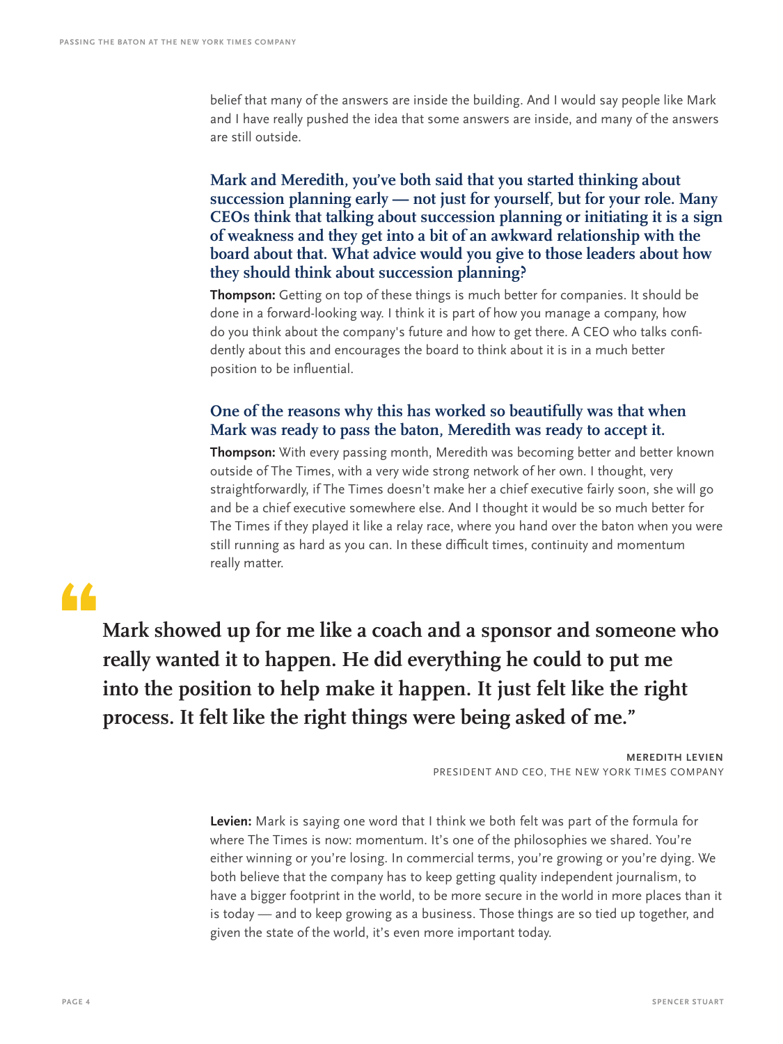belief that many of the answers are inside the building. And I would say people like Mark and I have really pushed the idea that some answers are inside, and many of the answers are still outside.

### Mark and Meredith, you've both said that you started thinking about succession planning early — not just for yourself, but for your role. Many CEOs think that talking about succession planning or initiating it is a sign of weakness and they get into a bit of an awkward relationship with the board about that. What advice would you give to those leaders about how they should think about succession planning?

**Thompson:** Getting on top of these things is much better for companies. It should be done in a forward-looking way. I think it is part of how you manage a company, how do you think about the company's future and how to get there. A CEO who talks confidently about this and encourages the board to think about it is in a much better position to be influential.

### One of the reasons why this has worked so beautifully was that when Mark was ready to pass the baton, Meredith was ready to accept it.

**Thompson:** With every passing month, Meredith was becoming better and better known outside of The Times, with a very wide strong network of her own. I thought, very straightforwardly, if The Times doesn't make her a chief executive fairly soon, she will go and be a chief executive somewhere else. And I thought it would be so much better for The Times if they played it like a relay race, where you hand over the baton when you were still running as hard as you can. In these difficult times, continuity and momentum really matter.

> **"Mark showed up for me like a coach and a sponsor and someone who really wanted it to happen. He did everything he could to put me into the position to help make it happen. It just felt like the right process. It felt like the right things were being asked of me."**
>
> **MEREDITH LEVIEN**
> PRESIDENT AND CEO, THE NEW YORK TIMES COMPANY

**Levien:** Mark is saying one word that I think we both felt was part of the formula for where The Times is now: momentum. It's one of the philosophies we shared. You're either winning or you're losing. In commercial terms, you're growing or you're dying. We both believe that the company has to keep getting quality independent journalism, to have a bigger footprint in the world, to be more secure in the world in more places than it is today — and to keep growing as a business. Those things are so tied up together, and given the state of the world, it's even more important today.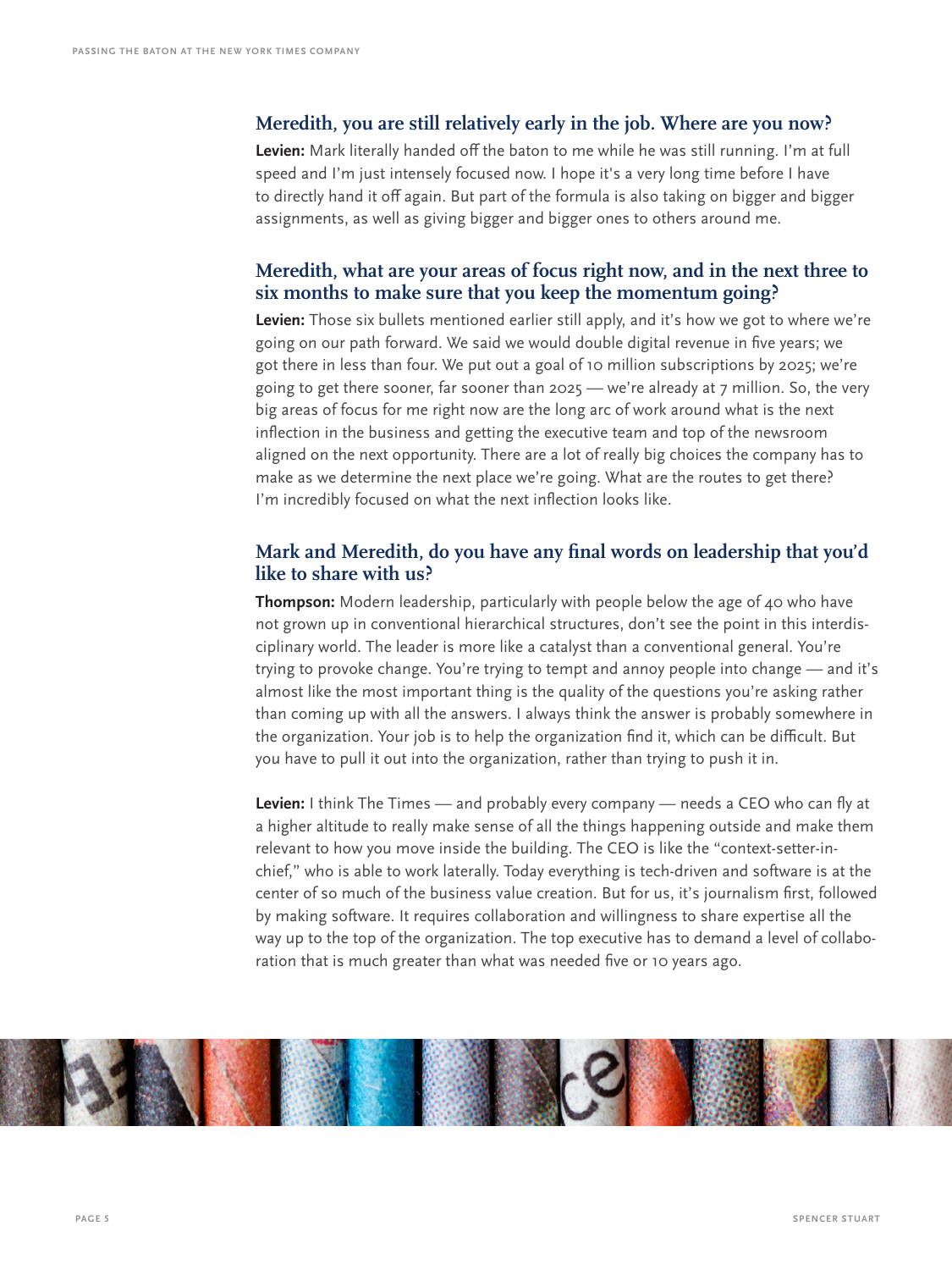### Meredith, you are still relatively early in the job. Where are you now?

**Levien:** Mark literally handed off the baton to me while he was still running. I'm at full speed and I'm just intensely focused now. I hope it's a very long time before I have to directly hand it off again. But part of the formula is also taking on bigger and bigger assignments, as well as giving bigger and bigger ones to others around me.

### Meredith, what are your areas of focus right now, and in the next three to six months to make sure that you keep the momentum going?

**Levien:** Those six bullets mentioned earlier still apply, and it's how we got to where we're going on our path forward. We said we would double digital revenue in five years; we got there in less than four. We put out a goal of 10 million subscriptions by 2025; we're going to get there sooner, far sooner than 2025 — we're already at 7 million. So, the very big areas of focus for me right now are the long arc of work around what is the next inflection in the business and getting the executive team and top of the newsroom aligned on the next opportunity. There are a lot of really big choices the company has to make as we determine the next place we're going. What are the routes to get there? I'm incredibly focused on what the next inflection looks like.

### Mark and Meredith, do you have any final words on leadership that you'd like to share with us?

**Thompson:** Modern leadership, particularly with people below the age of 40 who have not grown up in conventional hierarchical structures, don't see the point in this interdisciplinary world. The leader is more like a catalyst than a conventional general. You're trying to provoke change. You're trying to tempt and annoy people into change — and it's almost like the most important thing is the quality of the questions you're asking rather than coming up with all the answers. I always think the answer is probably somewhere in the organization. Your job is to help the organization find it, which can be difficult. But you have to pull it out into the organization, rather than trying to push it in.

**Levien:** I think The Times — and probably every company — needs a CEO who can fly at a higher altitude to really make sense of all the things happening outside and make them relevant to how you move inside the building. The CEO is like the "context-setter-in-chief," who is able to work laterally. Today everything is tech-driven and software is at the center of so much of the business value creation. But for us, it's journalism first, followed by making software. It requires collaboration and willingness to share expertise all the way up to the top of the organization. The top executive has to demand a level of collaboration that is much greater than what was needed five or 10 years ago.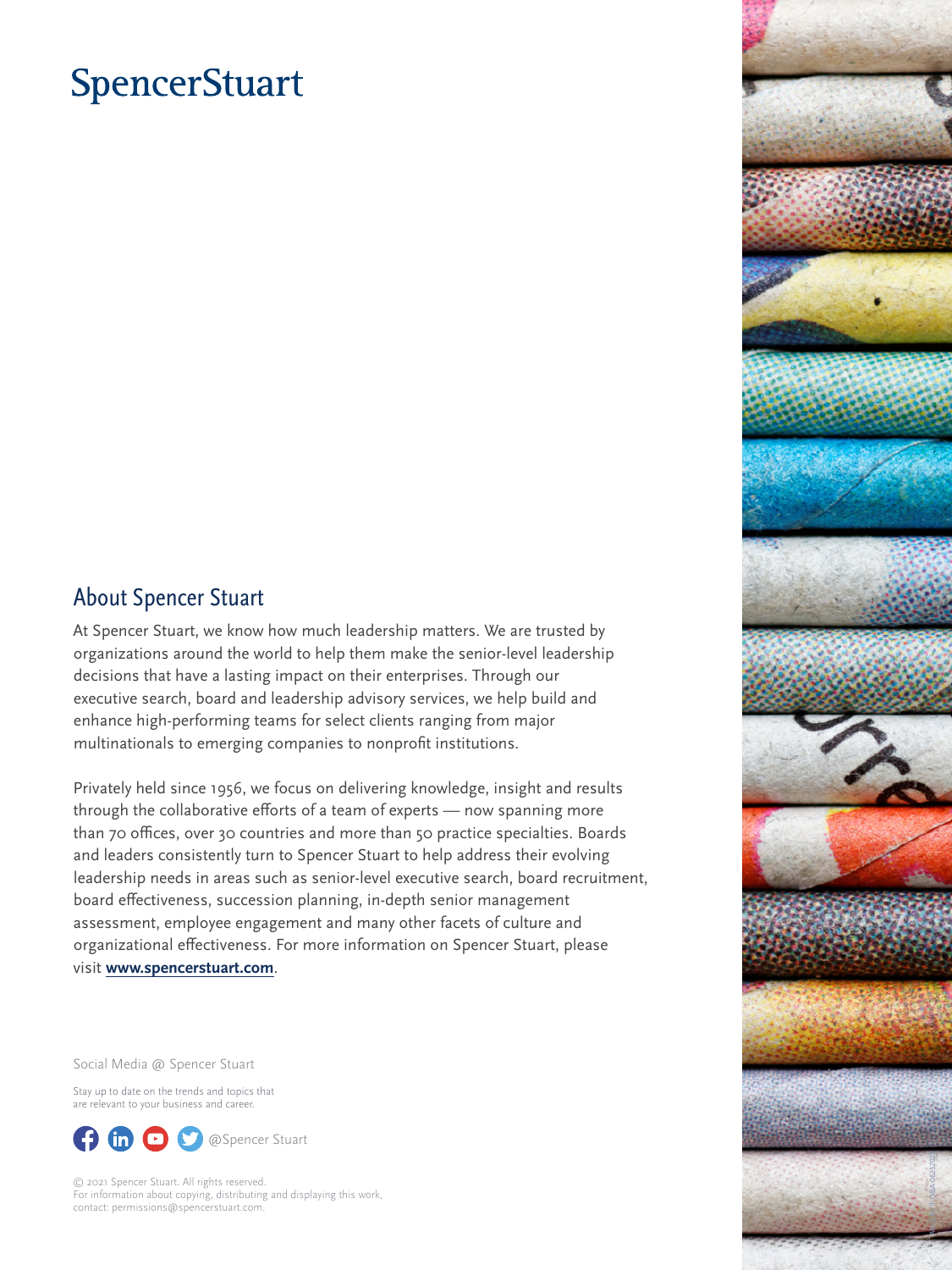SpencerStuart

## About Spencer Stuart

At Spencer Stuart, we know how much leadership matters. We are trusted by organizations around the world to help them make the senior-level leadership decisions that have a lasting impact on their enterprises. Through our executive search, board and leadership advisory services, we help build and enhance high-performing teams for select clients ranging from major multinationals to emerging companies to nonprofit institutions.

Privately held since 1956, we focus on delivering knowledge, insight and results through the collaborative efforts of a team of experts — now spanning more than 70 offices, over 30 countries and more than 50 practice specialties. Boards and leaders consistently turn to Spencer Stuart to help address their evolving leadership needs in areas such as senior-level executive search, board recruitment, board effectiveness, succession planning, in-depth senior management assessment, employee engagement and many other facets of culture and organizational effectiveness. For more information on Spencer Stuart, please visit **www.spencerstuart.com**.

Social Media @ Spencer Stuart

Stay up to date on the trends and topics that are relevant to your business and career.

@Spencer Stuart

© 2021 Spencer Stuart. All rights reserved.
For information about copying, distributing and displaying this work, contact: permissions@spencerstuart.com.